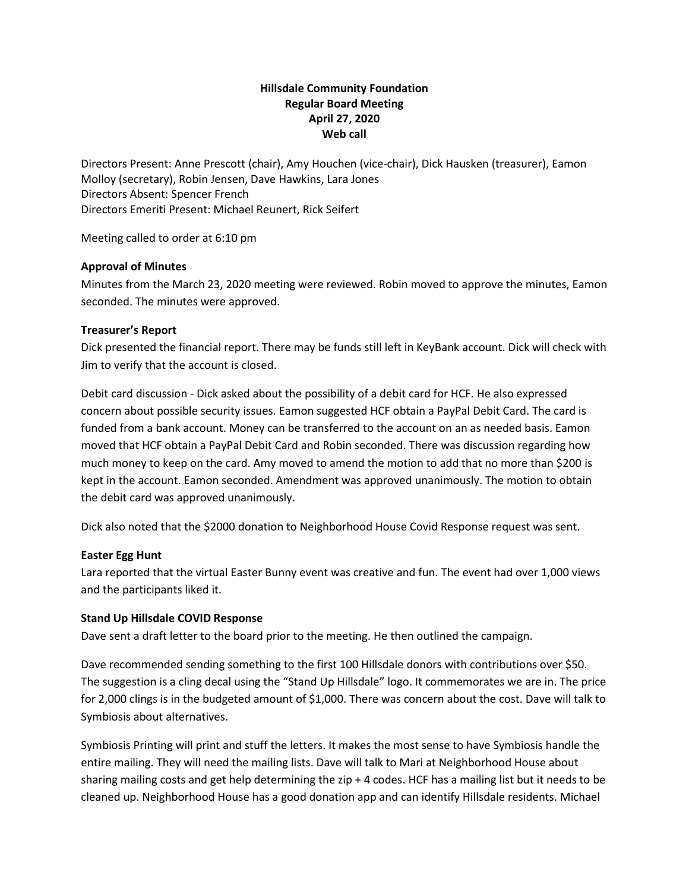**Hillsdale Community Foundation**
**Regular Board Meeting**
**April 27, 2020**
**Web call**

Directors Present: Anne Prescott (chair), Amy Houchen (vice-chair), Dick Hausken (treasurer), Eamon Molloy (secretary), Robin Jensen, Dave Hawkins, Lara Jones
Directors Absent: Spencer French
Directors Emeriti Present: Michael Reunert, Rick Seifert

Meeting called to order at 6:10 pm

**Approval of Minutes**

Minutes from the March 23, 2020 meeting were reviewed. Robin moved to approve the minutes, Eamon seconded. The minutes were approved.

**Treasurer's Report**

Dick presented the financial report. There may be funds still left in KeyBank account. Dick will check with Jim to verify that the account is closed.

Debit card discussion - Dick asked about the possibility of a debit card for HCF. He also expressed concern about possible security issues. Eamon suggested HCF obtain a PayPal Debit Card. The card is funded from a bank account. Money can be transferred to the account on an as needed basis. Eamon moved that HCF obtain a PayPal Debit Card and Robin seconded. There was discussion regarding how much money to keep on the card. Amy moved to amend the motion to add that no more than $200 is kept in the account. Eamon seconded. Amendment was approved unanimously. The motion to obtain the debit card was approved unanimously.

Dick also noted that the $2000 donation to Neighborhood House Covid Response request was sent.

**Easter Egg Hunt**

Lara reported that the virtual Easter Bunny event was creative and fun. The event had over 1,000 views and the participants liked it.

**Stand Up Hillsdale COVID Response**

Dave sent a draft letter to the board prior to the meeting. He then outlined the campaign.

Dave recommended sending something to the first 100 Hillsdale donors with contributions over $50. The suggestion is a cling decal using the "Stand Up Hillsdale" logo. It commemorates we are in. The price for 2,000 clings is in the budgeted amount of $1,000. There was concern about the cost. Dave will talk to Symbiosis about alternatives.

Symbiosis Printing will print and stuff the letters. It makes the most sense to have Symbiosis handle the entire mailing. They will need the mailing lists. Dave will talk to Mari at Neighborhood House about sharing mailing costs and get help determining the zip + 4 codes. HCF has a mailing list but it needs to be cleaned up. Neighborhood House has a good donation app and can identify Hillsdale residents. Michael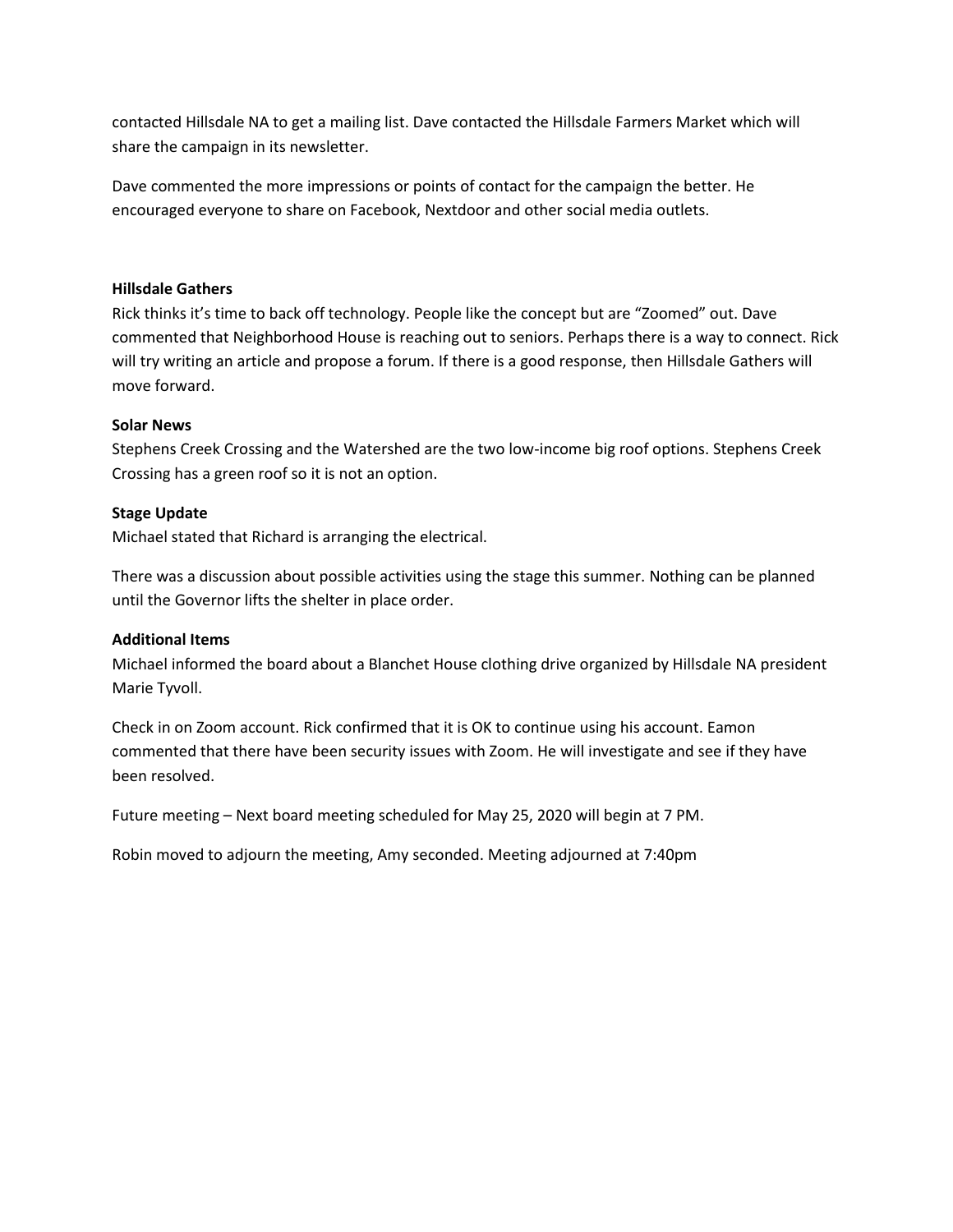contacted Hillsdale NA to get a mailing list. Dave contacted the Hillsdale Farmers Market which will share the campaign in its newsletter.

Dave commented the more impressions or points of contact for the campaign the better. He encouraged everyone to share on Facebook, Nextdoor and other social media outlets.

**Hillsdale Gathers**

Rick thinks it's time to back off technology. People like the concept but are "Zoomed" out. Dave commented that Neighborhood House is reaching out to seniors. Perhaps there is a way to connect. Rick will try writing an article and propose a forum. If there is a good response, then Hillsdale Gathers will move forward.

**Solar News**

Stephens Creek Crossing and the Watershed are the two low-income big roof options. Stephens Creek Crossing has a green roof so it is not an option.

**Stage Update**

Michael stated that Richard is arranging the electrical.

There was a discussion about possible activities using the stage this summer. Nothing can be planned until the Governor lifts the shelter in place order.

**Additional Items**

Michael informed the board about a Blanchet House clothing drive organized by Hillsdale NA president Marie Tyvoll.

Check in on Zoom account. Rick confirmed that it is OK to continue using his account. Eamon commented that there have been security issues with Zoom. He will investigate and see if they have been resolved.

Future meeting – Next board meeting scheduled for May 25, 2020 will begin at 7 PM.

Robin moved to adjourn the meeting, Amy seconded. Meeting adjourned at 7:40pm